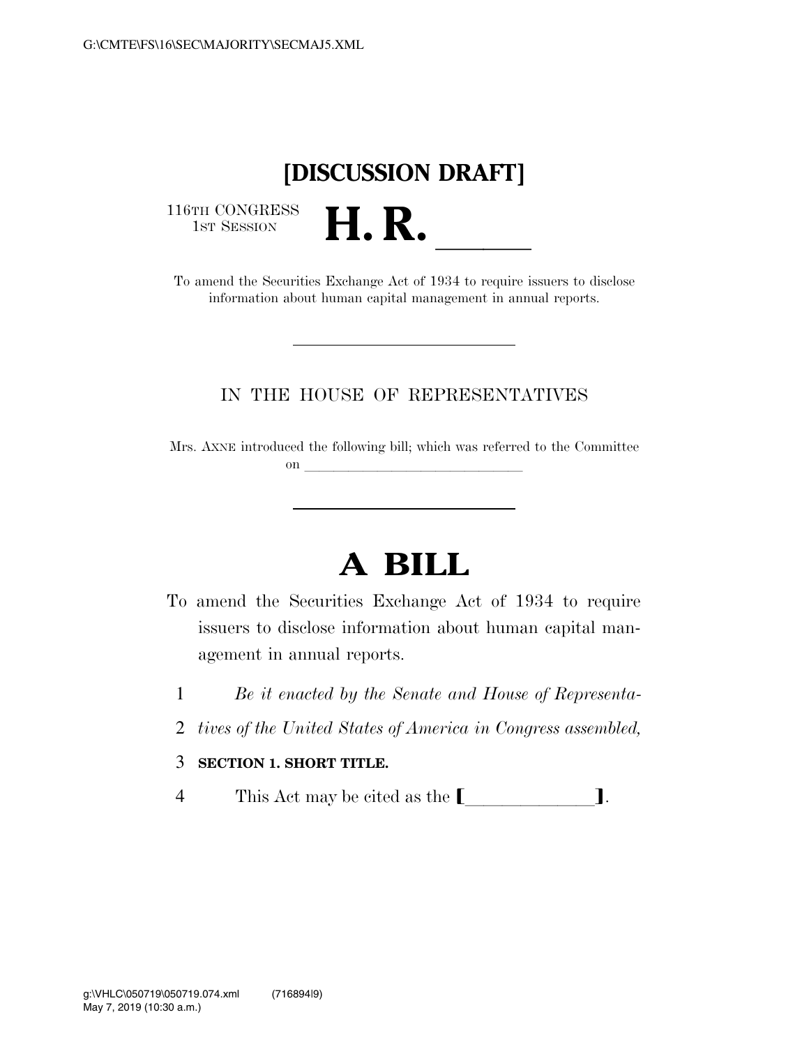# [DISCUSSION DRAFT]

116TH CONGRESS
1ST SESSION

# H. R. \_\_\_\_\_\_

To amend the Securities Exchange Act of 1934 to require issuers to disclose information about human capital management in annual reports.

---

IN THE HOUSE OF REPRESENTATIVES

Mrs. AXNE introduced the following bill; which was referred to the Committee on \_\_\_\_\_\_\_\_\_\_\_\_\_\_\_\_\_\_\_\_\_\_\_\_\_\_\_\_\_\_

---

# A BILL

To amend the Securities Exchange Act of 1934 to require issuers to disclose information about human capital management in annual reports.

1 *Be it enacted by the Senate and House of Representa-*
2 *tives of the United States of America in Congress assembled,*

3 **SECTION 1. SHORT TITLE.**

4 This Act may be cited as the [\_\_\_\_\_\_\_\_\_\_\_\_\_\_].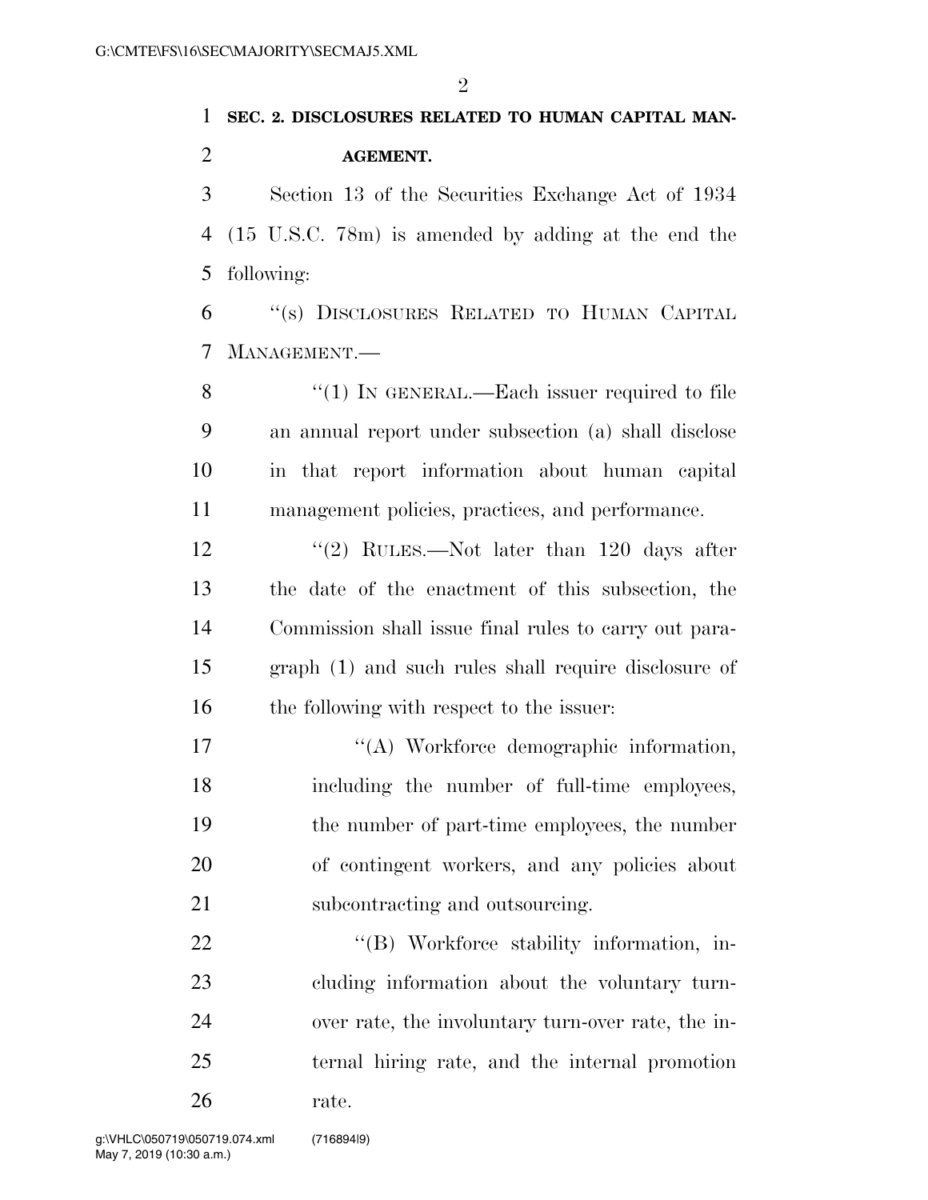**SEC. 2. DISCLOSURES RELATED TO HUMAN CAPITAL MANAGEMENT.**

Section 13 of the Securities Exchange Act of 1934 (15 U.S.C. 78m) is amended by adding at the end the following:

"(s) DISCLOSURES RELATED TO HUMAN CAPITAL MANAGEMENT.—

"(1) IN GENERAL.—Each issuer required to file an annual report under subsection (a) shall disclose in that report information about human capital management policies, practices, and performance.

"(2) RULES.—Not later than 120 days after the date of the enactment of this subsection, the Commission shall issue final rules to carry out paragraph (1) and such rules shall require disclosure of the following with respect to the issuer:

"(A) Workforce demographic information, including the number of full-time employees, the number of part-time employees, the number of contingent workers, and any policies about subcontracting and outsourcing.

"(B) Workforce stability information, including information about the voluntary turnover rate, the involuntary turn-over rate, the internal hiring rate, and the internal promotion rate.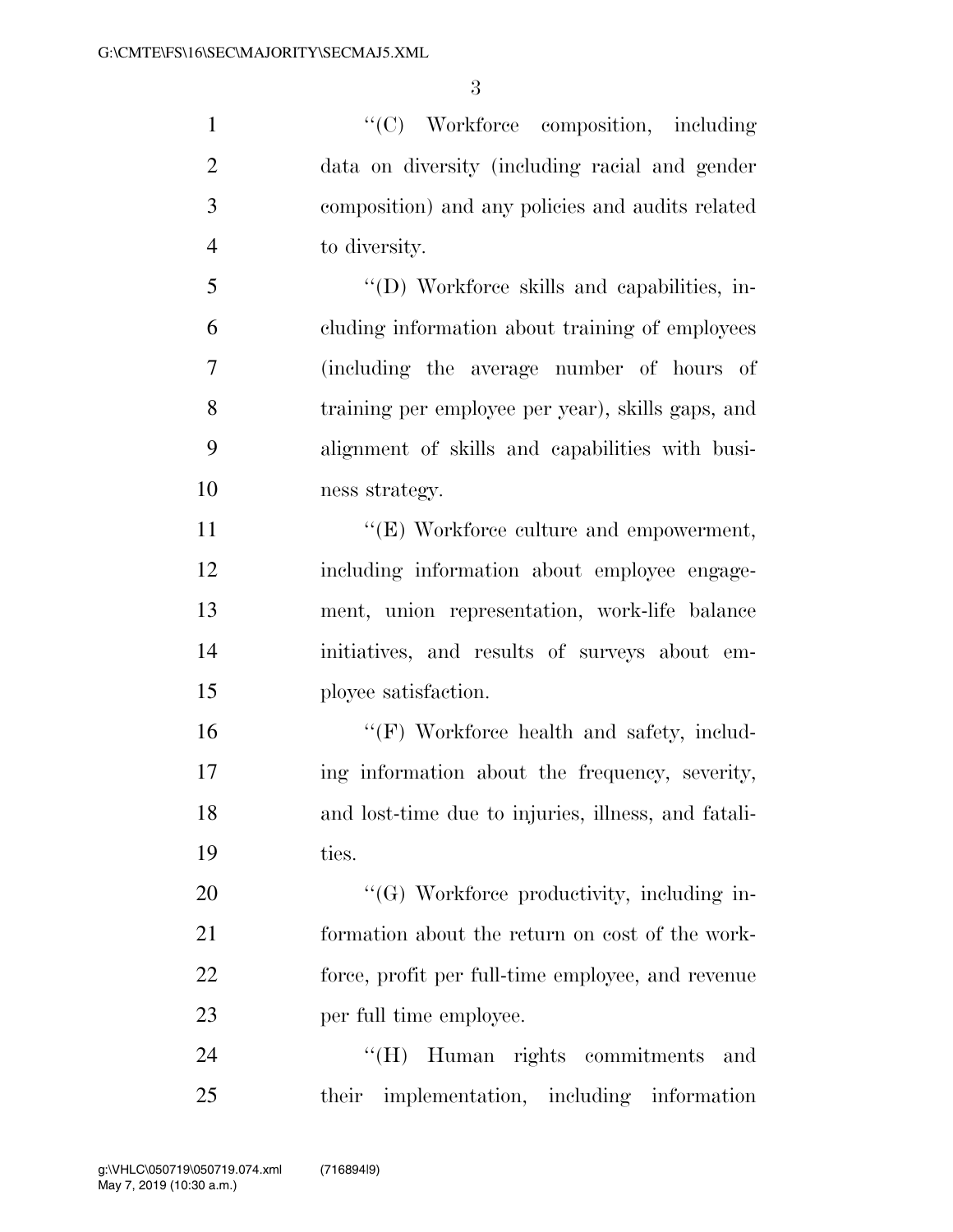"(C) Workforce composition, including data on diversity (including racial and gender composition) and any policies and audits related to diversity.

"(D) Workforce skills and capabilities, including information about training of employees (including the average number of hours of training per employee per year), skills gaps, and alignment of skills and capabilities with business strategy.

"(E) Workforce culture and empowerment, including information about employee engagement, union representation, work-life balance initiatives, and results of surveys about employee satisfaction.

"(F) Workforce health and safety, including information about the frequency, severity, and lost-time due to injuries, illness, and fatalities.

"(G) Workforce productivity, including information about the return on cost of the workforce, profit per full-time employee, and revenue per full time employee.

"(H) Human rights commitments and their implementation, including information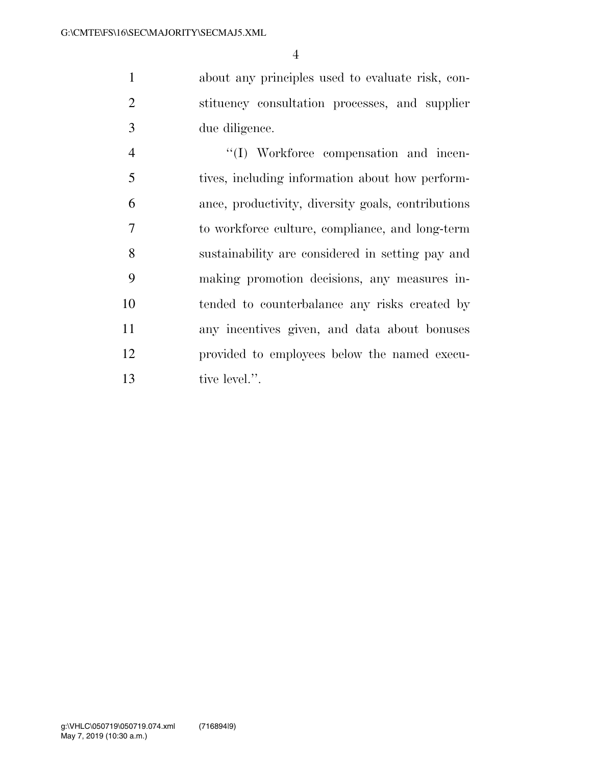about any principles used to evaluate risk, constituency consultation processes, and supplier due diligence.

''(I) Workforce compensation and incentives, including information about how performance, productivity, diversity goals, contributions to workforce culture, compliance, and long-term sustainability are considered in setting pay and making promotion decisions, any measures intended to counterbalance any risks created by any incentives given, and data about bonuses provided to employees below the named executive level.''.